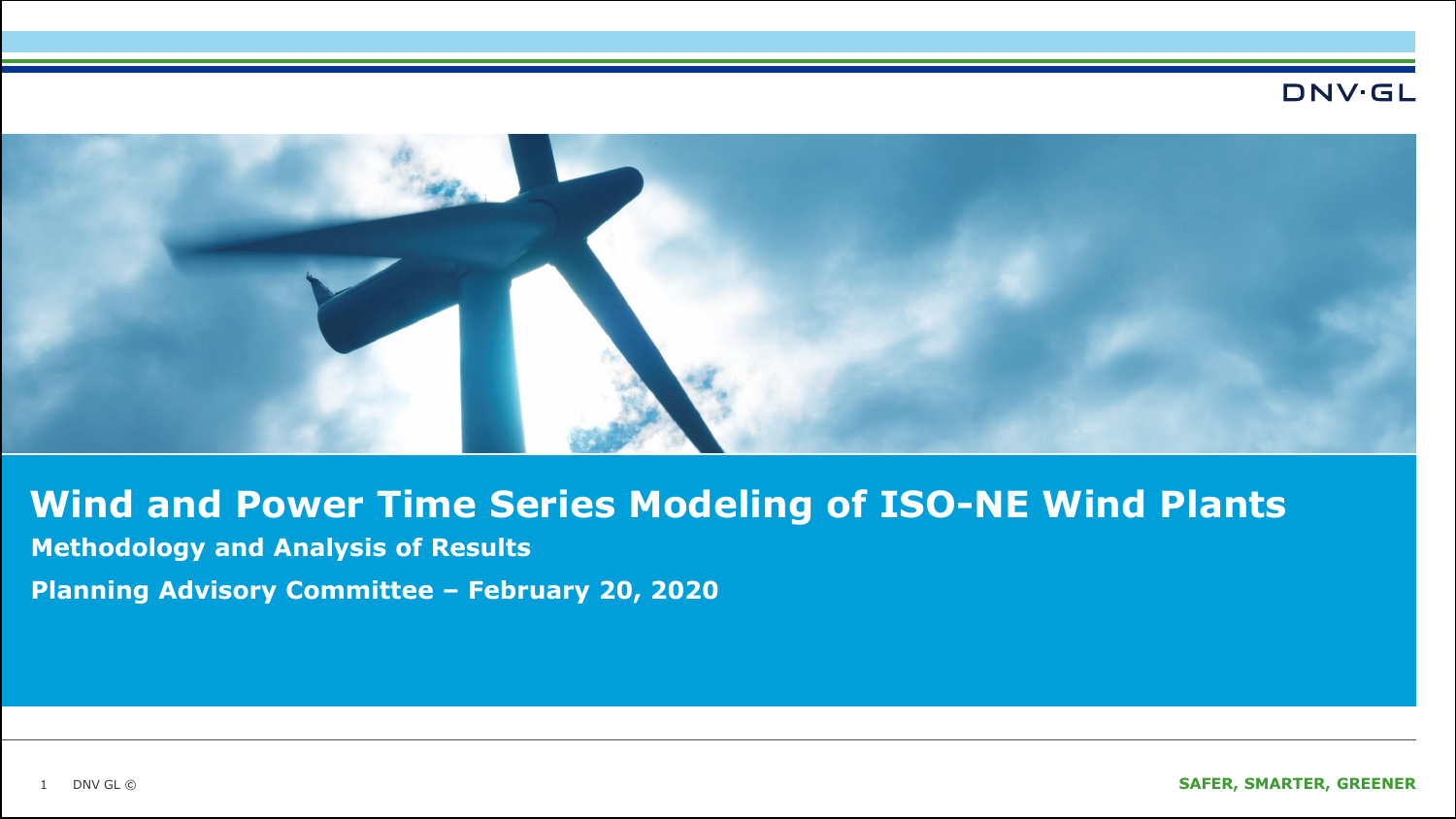# Wind and Power Time Series Modeling of ISO-NE Wind Plants

**Methodology and Analysis of Results**

**Planning Advisory Committee – February 20, 2020**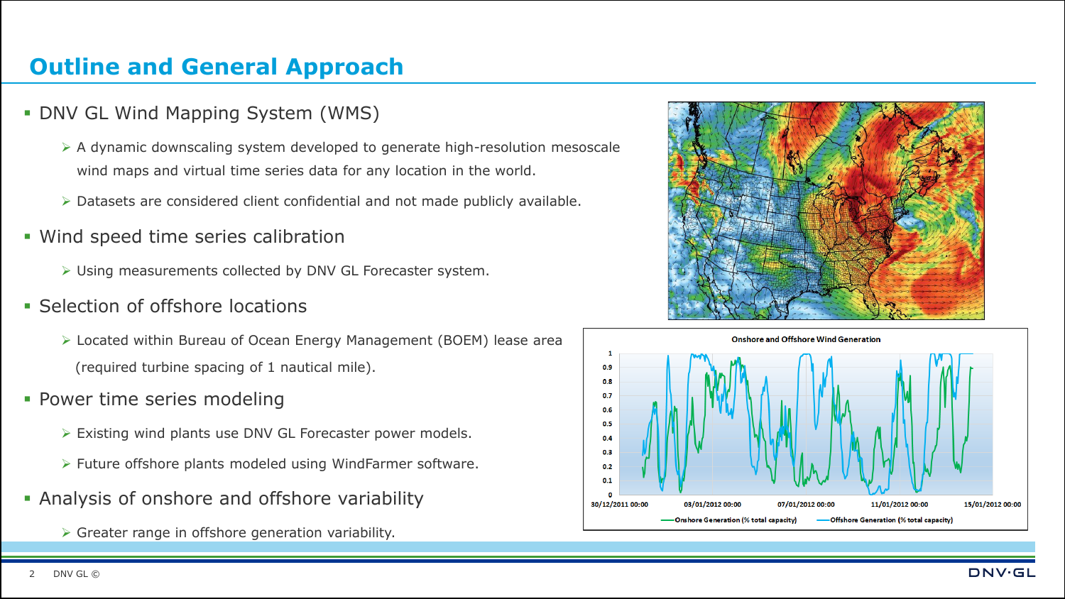# Outline and General Approach

- DNV GL Wind Mapping System (WMS)
  - A dynamic downscaling system developed to generate high-resolution mesoscale wind maps and virtual time series data for any location in the world.
  - Datasets are considered client confidential and not made publicly available.
- Wind speed time series calibration
  - Using measurements collected by DNV GL Forecaster system.
- Selection of offshore locations
  - Located within Bureau of Ocean Energy Management (BOEM) lease area (required turbine spacing of 1 nautical mile).
- Power time series modeling
  - Existing wind plants use DNV GL Forecaster power models.
  - Future offshore plants modeled using WindFarmer software.
- Analysis of onshore and offshore variability
  - Greater range in offshore generation variability.

Onshore and Offshore Wind Generation

Onshore Generation (% total capacity) — Offshore Generation (% total capacity)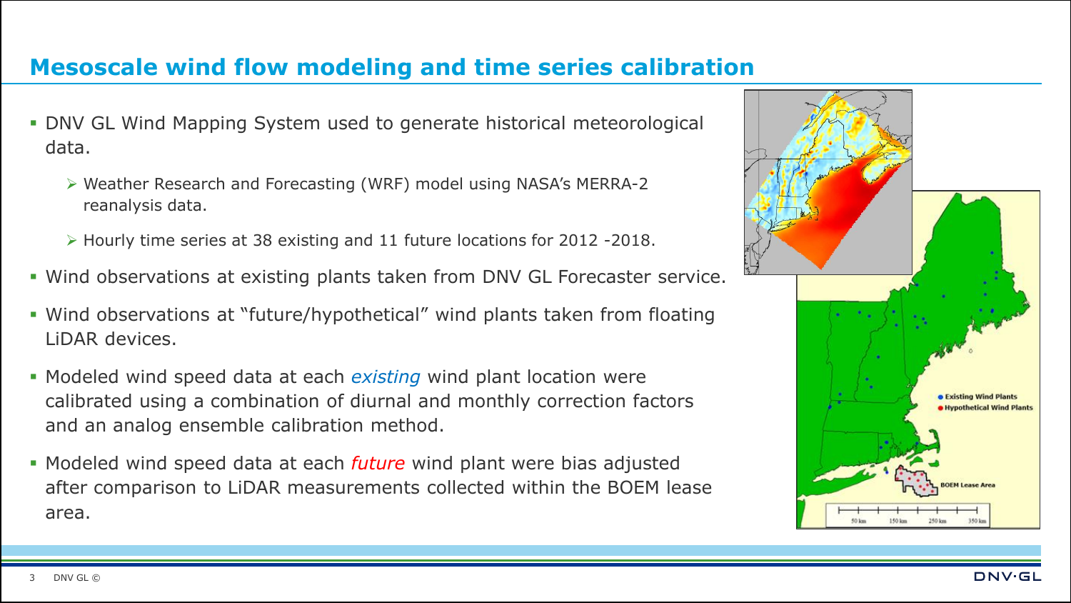## Mesoscale wind flow modeling and time series calibration

- DNV GL Wind Mapping System used to generate historical meteorological data.
  - Weather Research and Forecasting (WRF) model using NASA's MERRA-2 reanalysis data.
  - Hourly time series at 38 existing and 11 future locations for 2012 -2018.
- Wind observations at existing plants taken from DNV GL Forecaster service.
- Wind observations at "future/hypothetical" wind plants taken from floating LiDAR devices.
- Modeled wind speed data at each *existing* wind plant location were calibrated using a combination of diurnal and monthly correction factors and an analog ensemble calibration method.
- Modeled wind speed data at each *future* wind plant were bias adjusted after comparison to LiDAR measurements collected within the BOEM lease area.

● Existing Wind Plants
● Hypothetical Wind Plants
BOEM Lease Area
50 km 150 km 250 km 350 km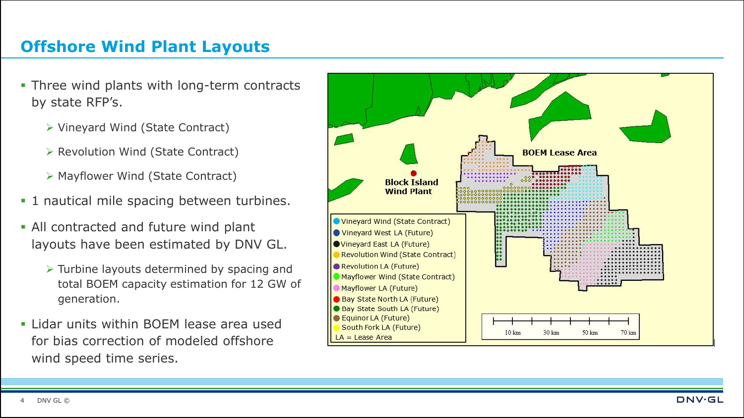## Offshore Wind Plant Layouts

- Three wind plants with long-term contracts by state RFP's.
  - Vineyard Wind (State Contract)
  - Revolution Wind (State Contract)
  - Mayflower Wind (State Contract)
- 1 nautical mile spacing between turbines.
- All contracted and future wind plant layouts have been estimated by DNV GL.
  - Turbine layouts determined by spacing and total BOEM capacity estimation for 12 GW of generation.
- Lidar units within BOEM lease area used for bias correction of modeled offshore wind speed time series.

BOEM Lease Area

Block Island Wind Plant

- Vineyard Wind (State Contract)
- Vineyard West LA (Future)
- Vineyard East LA (Future)
- Revolution Wind (State Contract)
- Revolution LA (Future)
- Mayflower Wind (State Contract)
- Mayflower LA (Future)
- Bay State North LA (Future)
- Bay State South LA (Future)
- Equinor LA (Future)
- South Fork LA (Future)

LA = Lease Area

10 km 30 km 50 km 70 km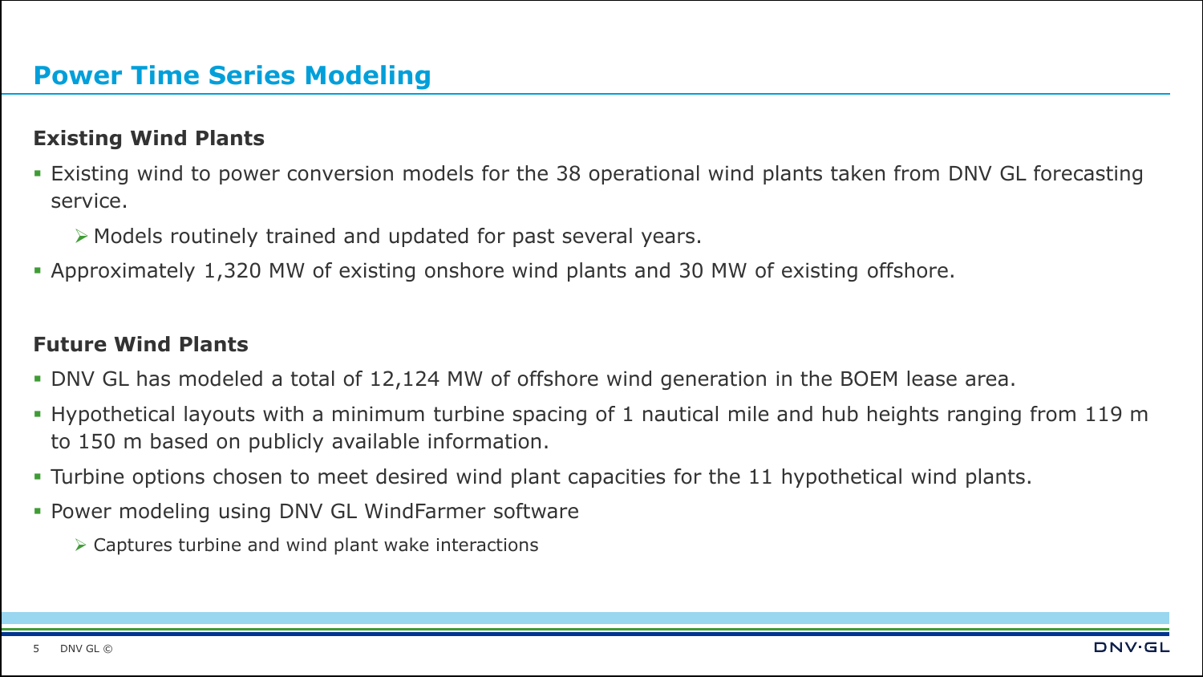# Power Time Series Modeling

### Existing Wind Plants

- Existing wind to power conversion models for the 38 operational wind plants taken from DNV GL forecasting service.
  - Models routinely trained and updated for past several years.
- Approximately 1,320 MW of existing onshore wind plants and 30 MW of existing offshore.

### Future Wind Plants

- DNV GL has modeled a total of 12,124 MW of offshore wind generation in the BOEM lease area.
- Hypothetical layouts with a minimum turbine spacing of 1 nautical mile and hub heights ranging from 119 m to 150 m based on publicly available information.
- Turbine options chosen to meet desired wind plant capacities for the 11 hypothetical wind plants.
- Power modeling using DNV GL WindFarmer software
  - Captures turbine and wind plant wake interactions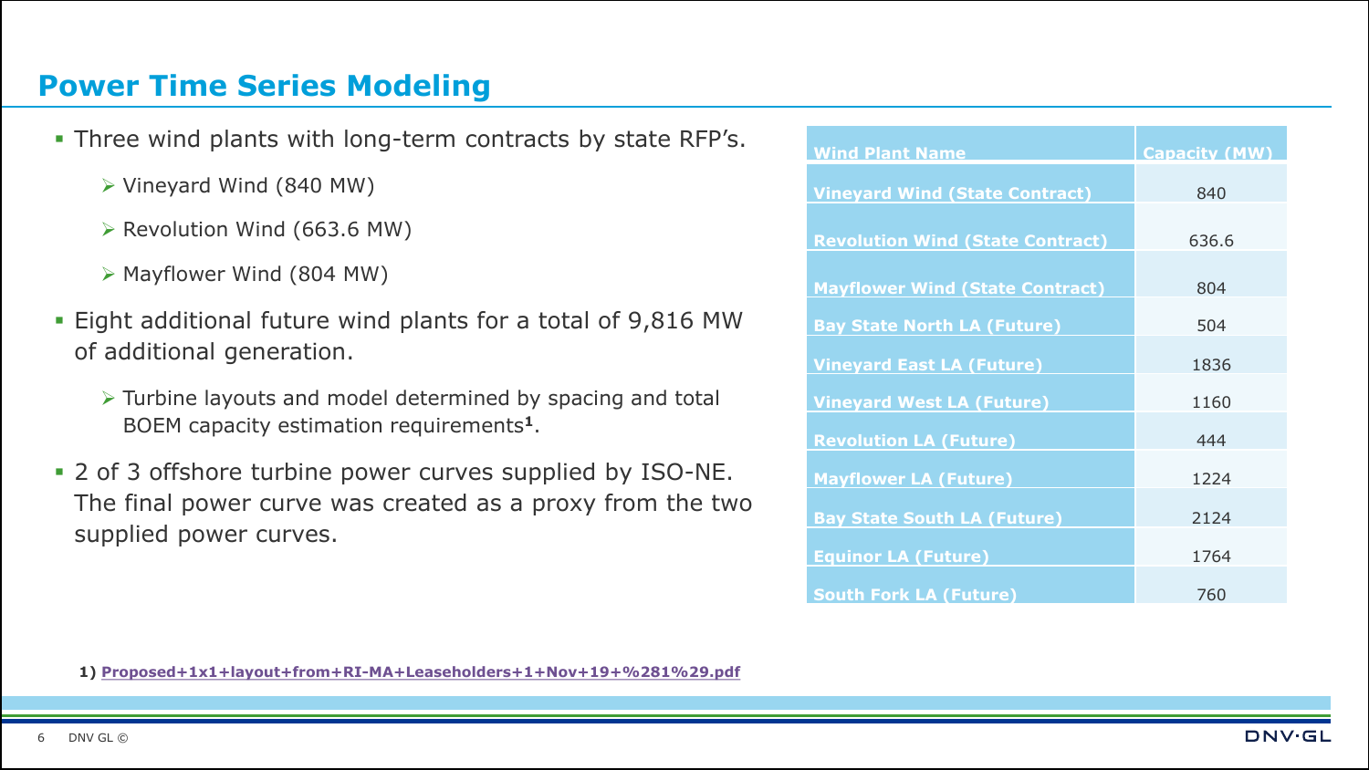## Power Time Series Modeling

- Three wind plants with long-term contracts by state RFP's.
  - Vineyard Wind (840 MW)
  - Revolution Wind (663.6 MW)
  - Mayflower Wind (804 MW)
- Eight additional future wind plants for a total of 9,816 MW of additional generation.
  - Turbine layouts and model determined by spacing and total BOEM capacity estimation requirements[1].
- 2 of 3 offshore turbine power curves supplied by ISO-NE. The final power curve was created as a proxy from the two supplied power curves.

| Wind Plant Name | Capacity (MW) |
|---|---|
| Vineyard Wind (State Contract) | 840 |
| Revolution Wind (State Contract) | 636.6 |
| Mayflower Wind (State Contract) | 804 |
| Bay State North LA (Future) | 504 |
| Vineyard East LA (Future) | 1836 |
| Vineyard West LA (Future) | 1160 |
| Revolution LA (Future) | 444 |
| Mayflower LA (Future) | 1224 |
| Bay State South LA (Future) | 2124 |
| Equinor LA (Future) | 1764 |
| South Fork LA (Future) | 760 |

**1)** Proposed+1x1+layout+from+RI-MA+Leaseholders+1+Nov+19+%281%29.pdf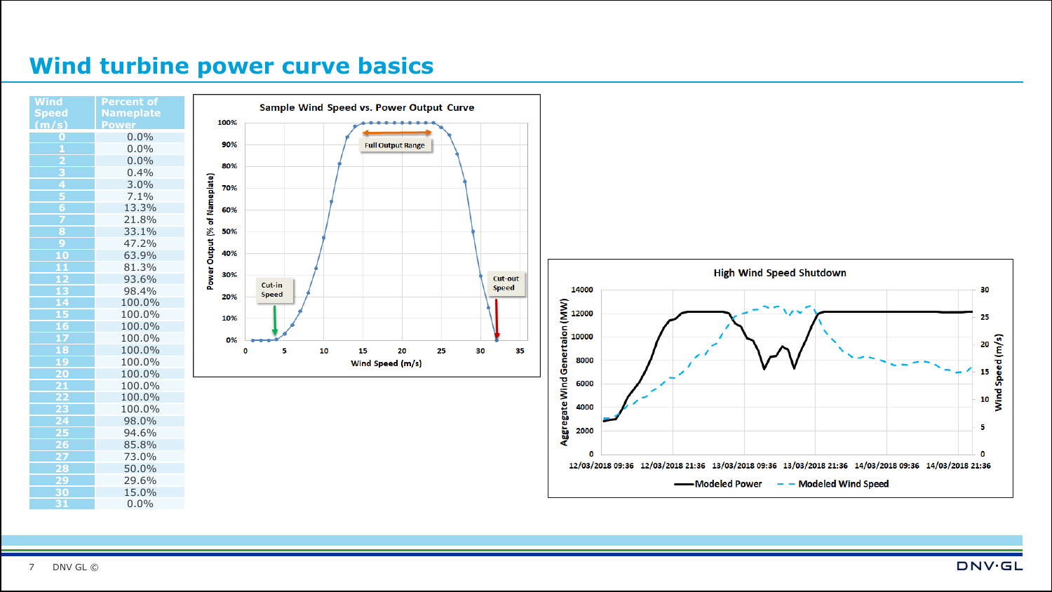# Wind turbine power curve basics

| Wind Speed (m/s) | Percent of Nameplate Power |
|---|---|
| 0 | 0.0% |
| 1 | 0.0% |
| 2 | 0.0% |
| 3 | 0.4% |
| 4 | 3.0% |
| 5 | 7.1% |
| 6 | 13.3% |
| 7 | 21.8% |
| 8 | 33.1% |
| 9 | 47.2% |
| 10 | 63.9% |
| 11 | 81.3% |
| 12 | 93.6% |
| 13 | 98.4% |
| 14 | 100.0% |
| 15 | 100.0% |
| 16 | 100.0% |
| 17 | 100.0% |
| 18 | 100.0% |
| 19 | 100.0% |
| 20 | 100.0% |
| 21 | 100.0% |
| 22 | 100.0% |
| 23 | 100.0% |
| 24 | 98.0% |
| 25 | 94.6% |
| 26 | 85.8% |
| 27 | 73.0% |
| 28 | 50.0% |
| 29 | 29.6% |
| 30 | 15.0% |
| 31 | 0.0% |

**Sample Wind Speed vs. Power Output Curve**

(Chart: Power Output (% of Nameplate) vs. Wind Speed (m/s); annotations: Cut-in Speed, Full Output Range, Cut-out Speed)

**High Wind Speed Shutdown**

(Chart: Aggregate Wind Generation (MW) and Wind Speed (m/s) from 12/03/2018 09:36 to 14/03/2018 21:36; legend: Modeled Power, Modeled Wind Speed)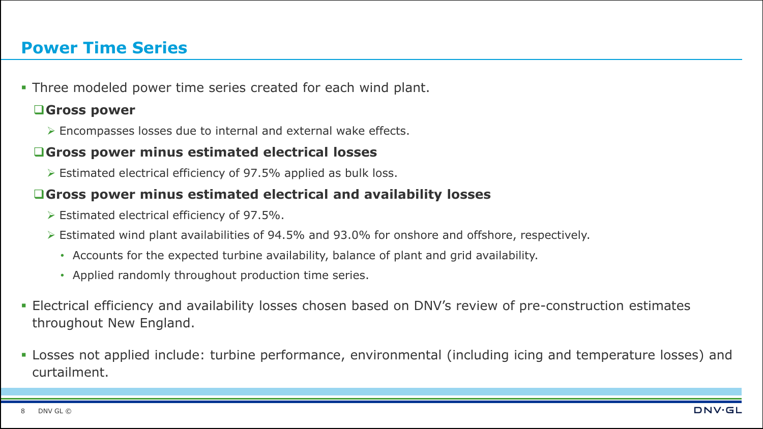## Power Time Series

- Three modeled power time series created for each wind plant.
  - **Gross power**
    - Encompasses losses due to internal and external wake effects.
  - **Gross power minus estimated electrical losses**
    - Estimated electrical efficiency of 97.5% applied as bulk loss.
  - **Gross power minus estimated electrical and availability losses**
    - Estimated electrical efficiency of 97.5%.
    - Estimated wind plant availabilities of 94.5% and 93.0% for onshore and offshore, respectively.
      - Accounts for the expected turbine availability, balance of plant and grid availability.
      - Applied randomly throughout production time series.
- Electrical efficiency and availability losses chosen based on DNV's review of pre-construction estimates throughout New England.
- Losses not applied include: turbine performance, environmental (including icing and temperature losses) and curtailment.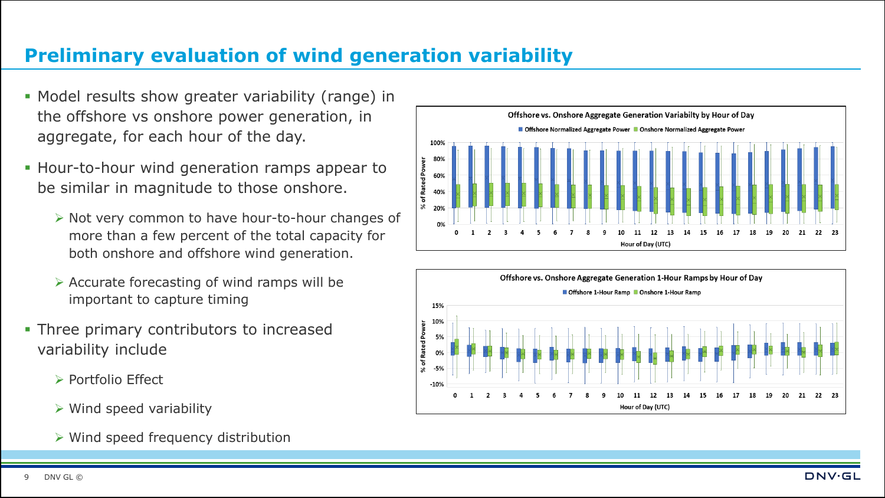# Preliminary evaluation of wind generation variability

- Model results show greater variability (range) in the offshore vs onshore power generation, in aggregate, for each hour of the day.
- Hour-to-hour wind generation ramps appear to be similar in magnitude to those onshore.
  - Not very common to have hour-to-hour changes of more than a few percent of the total capacity for both onshore and offshore wind generation.
  - Accurate forecasting of wind ramps will be important to capture timing
- Three primary contributors to increased variability include
  - Portfolio Effect
  - Wind speed variability
  - Wind speed frequency distribution

**Offshore vs. Onshore Aggregate Generation Variabilty by Hour of Day**

Offshore Normalized Aggregate Power | Onshore Normalized Aggregate Power

% of Rated Power (0%–100%) vs. Hour of Day (UTC) (0–23)

**Offshore vs. Onshore Aggregate Generation 1-Hour Ramps by Hour of Day**

Offshore 1-Hour Ramp | Onshore 1-Hour Ramp

% of Rated Power (-10%–15%) vs. Hour of Day (UTC) (0–23)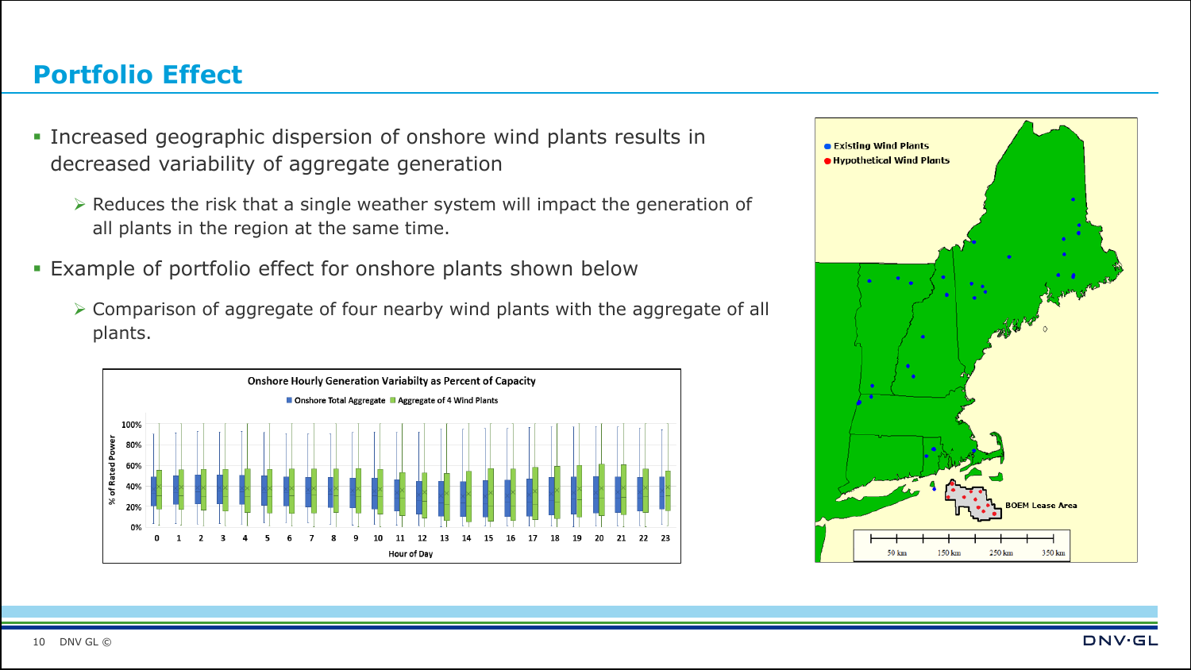# Portfolio Effect

- Increased geographic dispersion of onshore wind plants results in decreased variability of aggregate generation
  - Reduces the risk that a single weather system will impact the generation of all plants in the region at the same time.
- Example of portfolio effect for onshore plants shown below
  - Comparison of aggregate of four nearby wind plants with the aggregate of all plants.

Onshore Hourly Generation Variabilty as Percent of Capacity

■ Onshore Total Aggregate ■ Aggregate of 4 Wind Plants

● Existing Wind Plants
● Hypothetical Wind Plants

BOEM Lease Area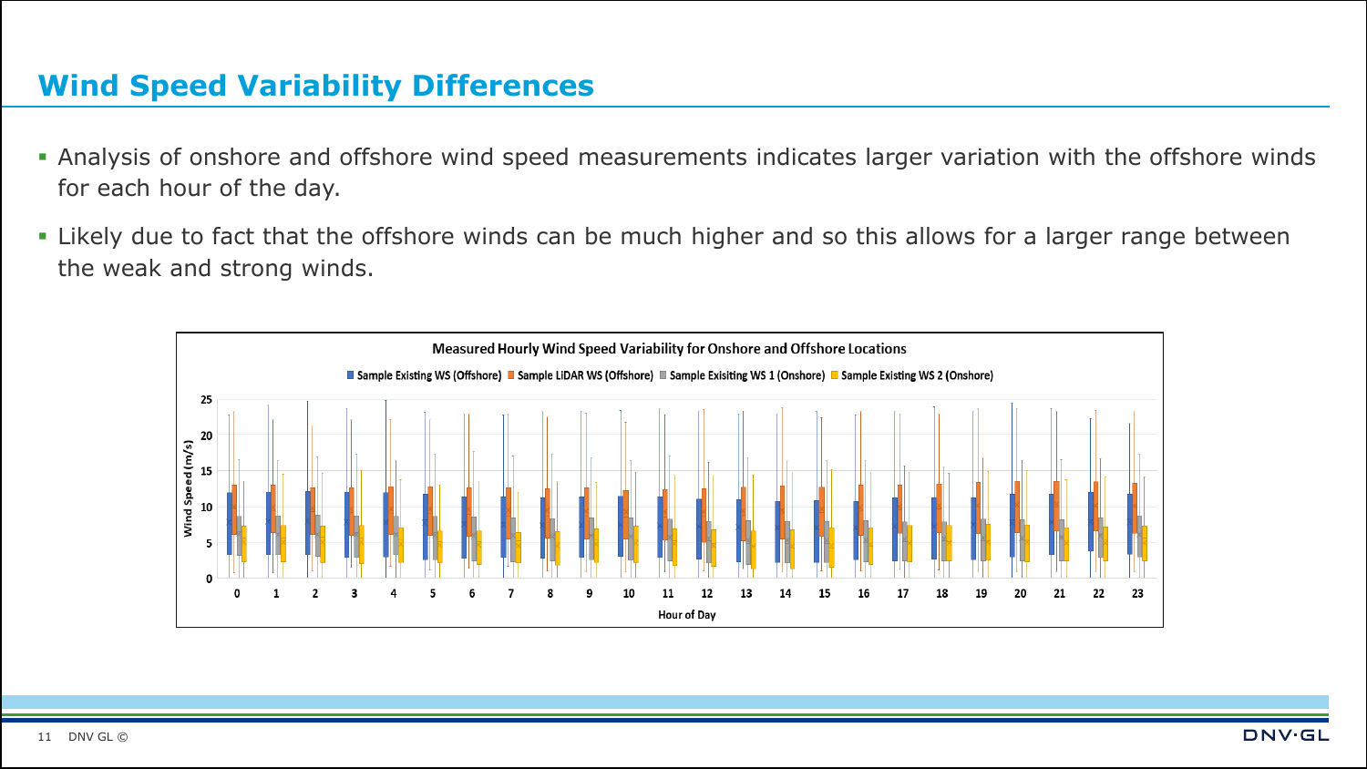## Wind Speed Variability Differences

- Analysis of onshore and offshore wind speed measurements indicates larger variation with the offshore winds for each hour of the day.
- Likely due to fact that the offshore winds can be much higher and so this allows for a larger range between the weak and strong winds.

Measured Hourly Wind Speed Variability for Onshore and Offshore Locations

Sample Existing WS (Offshore) | Sample LiDAR WS (Offshore) | Sample Exisiting WS 1 (Onshore) | Sample Existing WS 2 (Onshore)

Wind Speed (m/s)

Hour of Day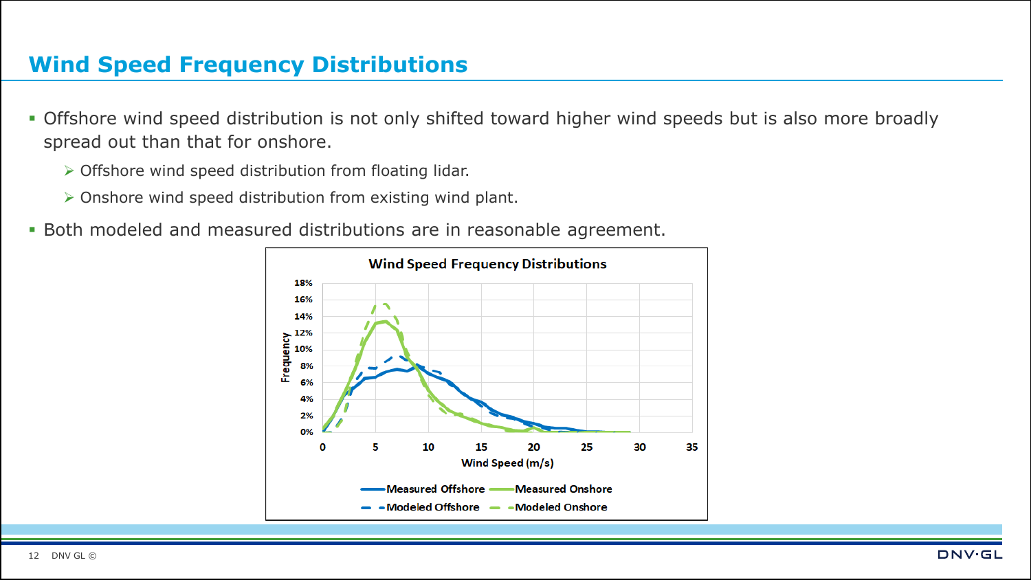# Wind Speed Frequency Distributions

- Offshore wind speed distribution is not only shifted toward higher wind speeds but is also more broadly spread out than that for onshore.
  - Offshore wind speed distribution from floating lidar.
  - Onshore wind speed distribution from existing wind plant.
- Both modeled and measured distributions are in reasonable agreement.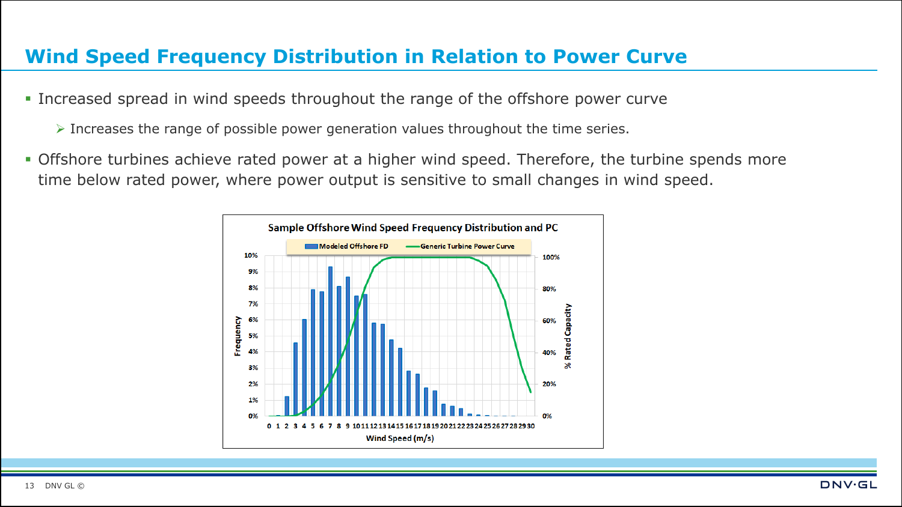# Wind Speed Frequency Distribution in Relation to Power Curve

- Increased spread in wind speeds throughout the range of the offshore power curve
  - Increases the range of possible power generation values throughout the time series.
- Offshore turbines achieve rated power at a higher wind speed. Therefore, the turbine spends more time below rated power, where power output is sensitive to small changes in wind speed.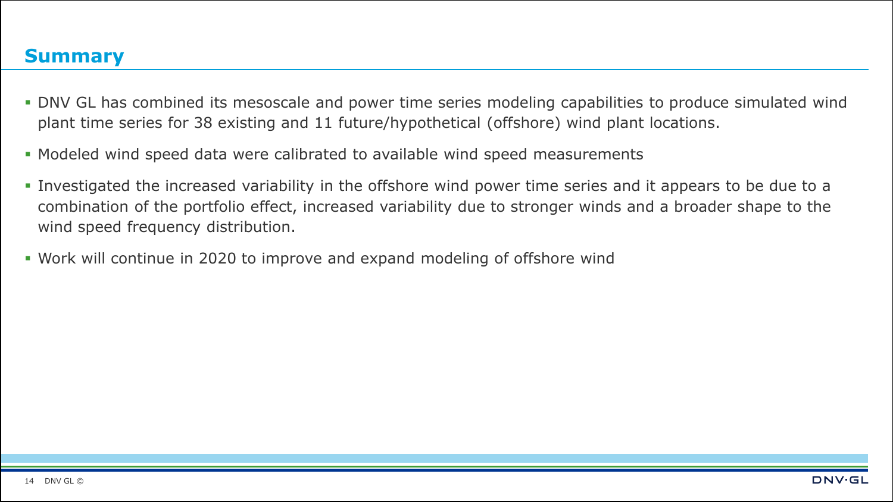## Summary

- DNV GL has combined its mesoscale and power time series modeling capabilities to produce simulated wind plant time series for 38 existing and 11 future/hypothetical (offshore) wind plant locations.
- Modeled wind speed data were calibrated to available wind speed measurements
- Investigated the increased variability in the offshore wind power time series and it appears to be due to a combination of the portfolio effect, increased variability due to stronger winds and a broader shape to the wind speed frequency distribution.
- Work will continue in 2020 to improve and expand modeling of offshore wind